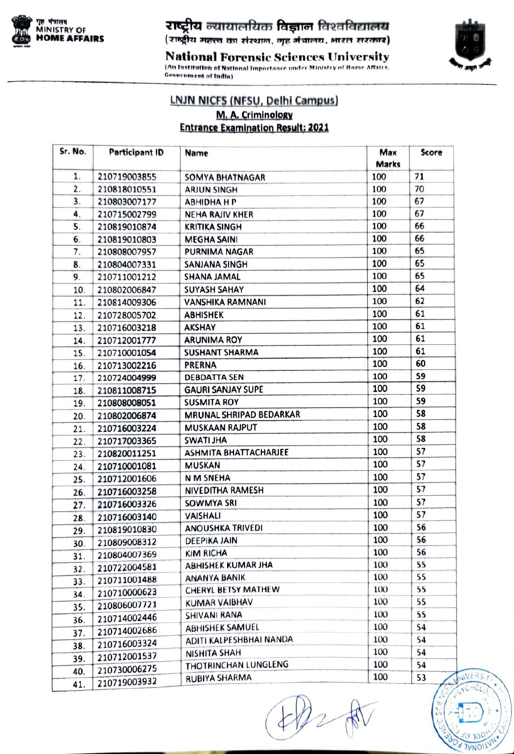गृह मंत्रालय
MINISTRY OF
HOME AFFAIRS

# राष्ट्रीय न्यायालयिक विज्ञान विश्वविद्यालय

(राष्ट्रीय महत्त्व का संस्थान, गृह मंत्रालय, भारत सरकार)

# National Forensic Sciences University

(An Institution of National Importance under Ministry of Home Affairs, Government of India)

## LNJN NICFS (NFSU, Delhi Campus)

## M. A. Criminology

## Entrance Examination Result: 2021

| Sr. No. | Participant ID | Name | Max Marks | Score |
|---|---|---|---|---|
| 1. | 210719003855 | SOMYA BHATNAGAR | 100 | 71 |
| 2. | 210818010551 | ARJUN SINGH | 100 | 70 |
| 3. | 210803007177 | ABHIDHA H P | 100 | 67 |
| 4. | 210715002799 | NEHA RAJIV KHER | 100 | 67 |
| 5. | 210819010874 | KRITIKA SINGH | 100 | 66 |
| 6. | 210819010803 | MEGHA SAINI | 100 | 66 |
| 7. | 210808007957 | PURNIMA NAGAR | 100 | 65 |
| 8. | 210804007331 | SANJANA SINGH | 100 | 65 |
| 9. | 210711001212 | SHANA JAMAL | 100 | 65 |
| 10. | 210802006847 | SUYASH SAHAY | 100 | 64 |
| 11. | 210814009306 | VANSHIKA RAMNANI | 100 | 62 |
| 12. | 210728005702 | ABHISHEK | 100 | 61 |
| 13. | 210716003218 | AKSHAY | 100 | 61 |
| 14. | 210712001777 | ARUNIMA ROY | 100 | 61 |
| 15. | 210710001054 | SUSHANT SHARMA | 100 | 61 |
| 16. | 210713002216 | PRERNA | 100 | 60 |
| 17. | 210724004999 | DEBDATTA SEN | 100 | 59 |
| 18. | 210811008715 | GAURI SANJAY SUPE | 100 | 59 |
| 19. | 210808008051 | SUSMITA ROY | 100 | 59 |
| 20. | 210802006874 | MRUNAL SHRIPAD BEDARKAR | 100 | 58 |
| 21. | 210716003224 | MUSKAAN RAJPUT | 100 | 58 |
| 22. | 210717003365 | SWATI JHA | 100 | 58 |
| 23. | 210820011251 | ASHMITA BHATTACHARJEE | 100 | 57 |
| 24. | 210710001081 | MUSKAN | 100 | 57 |
| 25. | 210712001606 | N M SNEHA | 100 | 57 |
| 26. | 210716003258 | NIVEDITHA RAMESH | 100 | 57 |
| 27. | 210716003326 | SOWMYA SRI | 100 | 57 |
| 28. | 210716003140 | VAISHALI | 100 | 57 |
| 29. | 210819010830 | ANOUSHKA TRIVEDI | 100 | 56 |
| 30. | 210809008312 | DEEPIKA JAIN | 100 | 56 |
| 31. | 210804007369 | KIM RICHA | 100 | 56 |
| 32. | 210722004581 | ABHISHEK KUMAR JHA | 100 | 55 |
| 33. | 210711001488 | ANANYA BANIK | 100 | 55 |
| 34. | 210710000623 | CHERYL BETSY MATHEW | 100 | 55 |
| 35. | 210806007721 | KUMAR VAIBHAV | 100 | 55 |
| 36. | 210714002446 | SHIVANI RANA | 100 | 55 |
| 37. | 210714002686 | ABHISHEK SAMUEL | 100 | 54 |
| 38. | 210716003324 | ADITI KALPESHBHAI NANDA | 100 | 54 |
| 39. | 210712001537 | NISHITA SHAH | 100 | 54 |
| 40. | 210730006275 | THOTRINCHAN LUNGLENG | 100 | 54 |
| 41. | 210719003932 | RUBIYA SHARMA | 100 | 53 |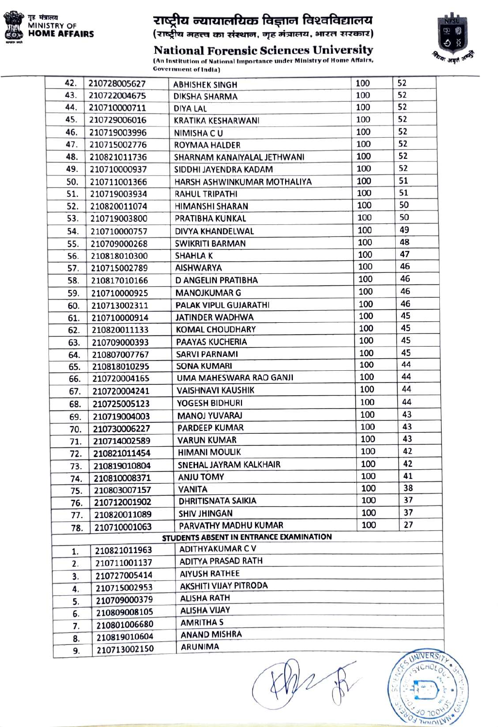| | | | | |
|---|---|---|---|---|
| 42. | 210728005627 | ABHISHEK SINGH | 100 | 52 |
| 43. | 210722004675 | DIKSHA SHARMA | 100 | 52 |
| 44. | 210710000711 | DIYA LAL | 100 | 52 |
| 45. | 210729006016 | KRATIKA KESHARWANI | 100 | 52 |
| 46. | 210719003996 | NIMISHA C U | 100 | 52 |
| 47. | 210715002776 | ROYMAA HALDER | 100 | 52 |
| 48. | 210821011736 | SHARNAM KANAIYALAL JETHWANI | 100 | 52 |
| 49. | 210710000937 | SIDDHI JAYENDRA KADAM | 100 | 52 |
| 50. | 210711001366 | HARSH ASHWINKUMAR MOTHALIYA | 100 | 51 |
| 51. | 210719003934 | RAHUL TRIPATHI | 100 | 51 |
| 52. | 210820011074 | HIMANSHI SHARAN | 100 | 50 |
| 53. | 210719003800 | PRATIBHA KUNKAL | 100 | 50 |
| 54. | 210710000757 | DIVYA KHANDELWAL | 100 | 49 |
| 55. | 210709000268 | SWIKRITI BARMAN | 100 | 48 |
| 56. | 210818010300 | SHAHLA K | 100 | 47 |
| 57. | 210715002789 | AISHWARYA | 100 | 46 |
| 58. | 210817010166 | D ANGELIN PRATIBHA | 100 | 46 |
| 59. | 210710000925 | MANOJKUMAR G | 100 | 46 |
| 60. | 210713002311 | PALAK VIPUL GUJARATHI | 100 | 46 |
| 61. | 210710000914 | JATINDER WADHWA | 100 | 45 |
| 62. | 210820011133 | KOMAL CHOUDHARY | 100 | 45 |
| 63. | 210709000393 | PAAYAS KUCHERIA | 100 | 45 |
| 64. | 210807007767 | SARVI PARNAMI | 100 | 45 |
| 65. | 210818010295 | SONA KUMARI | 100 | 44 |
| 66. | 210720004165 | UMA MAHESWARA RAO GANJI | 100 | 44 |
| 67. | 210720004241 | VAISHNAVI KAUSHIK | 100 | 44 |
| 68. | 210725005123 | YOGESH BIDHURI | 100 | 44 |
| 69. | 210719004003 | MANOJ YUVARAJ | 100 | 43 |
| 70. | 210730006227 | PARDEEP KUMAR | 100 | 43 |
| 71. | 210714002589 | VARUN KUMAR | 100 | 43 |
| 72. | 210821011454 | HIMANI MOULIK | 100 | 42 |
| 73. | 210819010804 | SNEHAL JAYRAM KALKHAIR | 100 | 42 |
| 74. | 210810008371 | ANJU TOMY | 100 | 41 |
| 75. | 210803007157 | VANITA | 100 | 38 |
| 76. | 210712001902 | DHRITISNATA SAIKIA | 100 | 37 |
| 77. | 210820011089 | SHIV JHINGAN | 100 | 37 |
| 78. | 210710001063 | PARVATHY MADHU KUMAR | 100 | 27 |

**STUDENTS ABSENT IN ENTRANCE EXAMINATION**

| | | |
|---|---|---|
| 1. | 210821011963 | ADITHYAKUMAR C V |
| 2. | 210711001137 | ADITYA PRASAD RATH |
| 3. | 210727005414 | AIYUSH RATHEE |
| 4. | 210715002953 | AKSHITI VIJAY PITRODA |
| 5. | 210709000379 | ALISHA RATH |
| 6. | 210809008105 | ALISHA VIJAY |
| 7. | 210801006680 | AMRITHA S |
| 8. | 210819010604 | ANAND MISHRA |
| 9. | 210713002150 | ARUNIMA |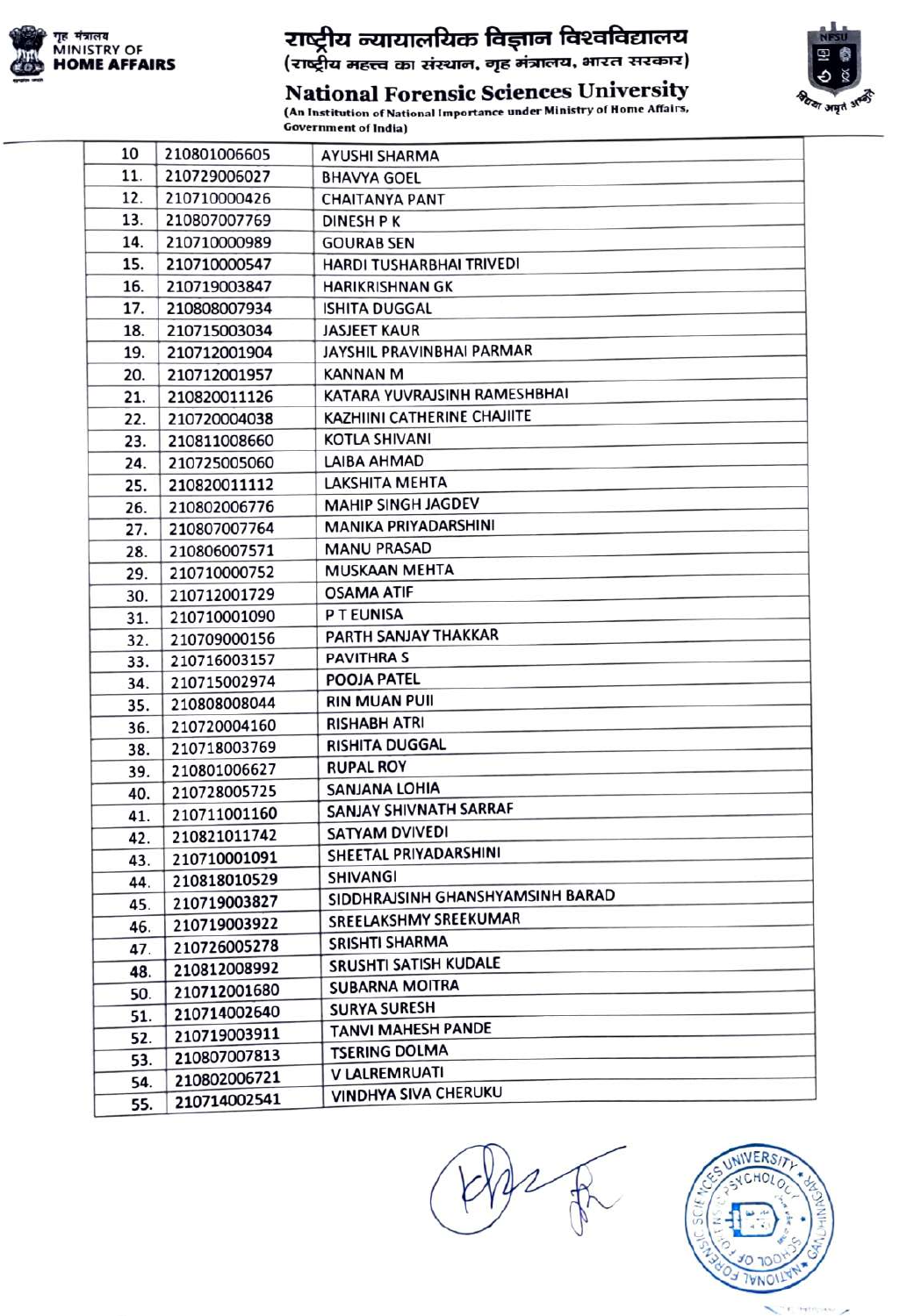| | | |
|---|---|---|
| 10 | 210801006605 | AYUSHI SHARMA |
| 11. | 210729006027 | BHAVYA GOEL |
| 12. | 210710000426 | CHAITANYA PANT |
| 13. | 210807007769 | DINESH P K |
| 14. | 210710000989 | GOURAB SEN |
| 15. | 210710000547 | HARDI TUSHARBHAI TRIVEDI |
| 16. | 210719003847 | HARIKRISHNAN GK |
| 17. | 210808007934 | ISHITA DUGGAL |
| 18. | 210715003034 | JASJEET KAUR |
| 19. | 210712001904 | JAYSHIL PRAVINBHAI PARMAR |
| 20. | 210712001957 | KANNAN M |
| 21. | 210820011126 | KATARA YUVRAJSINH RAMESHBHAI |
| 22. | 210720004038 | KAZHIINI CATHERINE CHAJIITE |
| 23. | 210811008660 | KOTLA SHIVANI |
| 24. | 210725005060 | LAIBA AHMAD |
| 25. | 210820011112 | LAKSHITA MEHTA |
| 26. | 210802006776 | MAHIP SINGH JAGDEV |
| 27. | 210807007764 | MANIKA PRIYADARSHINI |
| 28. | 210806007571 | MANU PRASAD |
| 29. | 210710000752 | MUSKAAN MEHTA |
| 30. | 210712001729 | OSAMA ATIF |
| 31. | 210710001090 | P T EUNISA |
| 32. | 210709000156 | PARTH SANJAY THAKKAR |
| 33. | 210716003157 | PAVITHRA S |
| 34. | 210715002974 | POOJA PATEL |
| 35. | 210808008044 | RIN MUAN PUII |
| 36. | 210720004160 | RISHABH ATRI |
| 38. | 210718003769 | RISHITA DUGGAL |
| 39. | 210801006627 | RUPAL ROY |
| 40. | 210728005725 | SANJANA LOHIA |
| 41. | 210711001160 | SANJAY SHIVNATH SARRAF |
| 42. | 210821011742 | SATYAM DVIVEDI |
| 43. | 210710001091 | SHEETAL PRIYADARSHINI |
| 44. | 210818010529 | SHIVANGI |
| 45. | 210719003827 | SIDDHRAJSINH GHANSHYAMSINH BARAD |
| 46. | 210719003922 | SREELAKSHMY SREEKUMAR |
| 47. | 210726005278 | SRISHTI SHARMA |
| 48. | 210812008992 | SRUSHTI SATISH KUDALE |
| 50. | 210712001680 | SUBARNA MOITRA |
| 51. | 210714002640 | SURYA SURESH |
| 52. | 210719003911 | TANVI MAHESH PANDE |
| 53. | 210807007813 | TSERING DOLMA |
| 54. | 210802006721 | V LALREMRUATI |
| 55. | 210714002541 | VINDHYA SIVA CHERUKU |